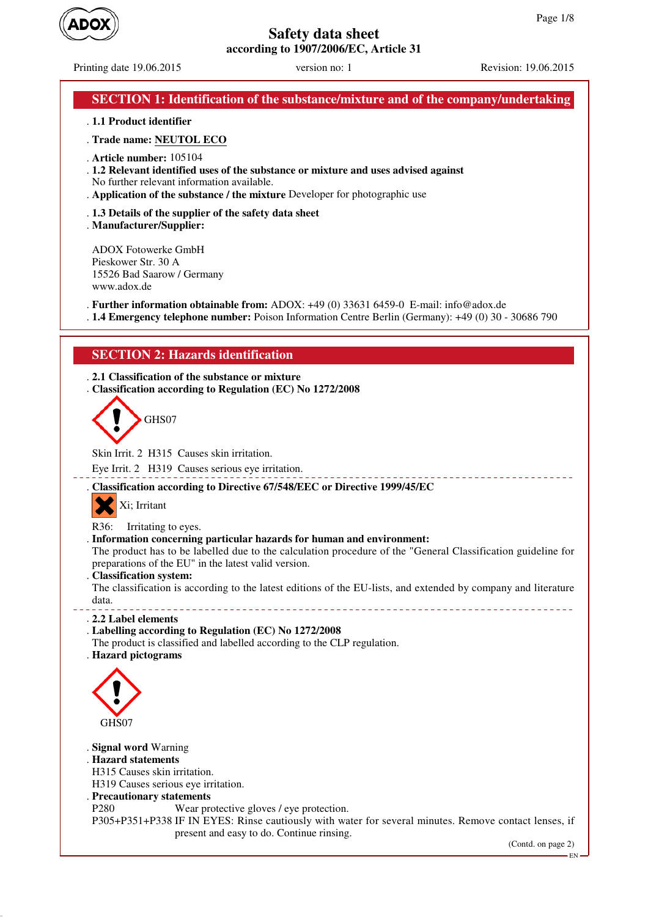# Safety data sheet

**according to 1907/2006/EC, Article 31**

Printing date 19.06.2015 | version no: 1 | Revision: 19.06.2015

## SECTION 1: Identification of the substance/mixture and of the company/undertaking

- **1.1 Product identifier**
- **Trade name: NEUTOL ECO**
- **Article number:** 105104
- **1.2 Relevant identified uses of the substance or mixture and uses advised against**
  No further relevant information available.
- **Application of the substance / the mixture** Developer for photographic use
- **1.3 Details of the supplier of the safety data sheet**
- **Manufacturer/Supplier:**

  ADOX Fotowerke GmbH
  Pieskower Str. 30 A
  15526 Bad Saarow / Germany
  www.adox.de

- **Further information obtainable from:** ADOX: +49 (0) 33631 6459-0 E-mail: info@adox.de
- **1.4 Emergency telephone number:** Poison Information Centre Berlin (Germany): +49 (0) 30 - 30686 790

## SECTION 2: Hazards identification

- **2.1 Classification of the substance or mixture**
- **Classification according to Regulation (EC) No 1272/2008**

  GHS07

  Skin Irrit. 2 H315 Causes skin irritation.

  Eye Irrit. 2 H319 Causes serious eye irritation.

- **Classification according to Directive 67/548/EEC or Directive 1999/45/EC**

  Xi; Irritant

  R36: Irritating to eyes.
- **Information concerning particular hazards for human and environment:**
  The product has to be labelled due to the calculation procedure of the "General Classification guideline for preparations of the EU" in the latest valid version.
- **Classification system:**
  The classification is according to the latest editions of the EU-lists, and extended by company and literature data.

- **2.2 Label elements**
- **Labelling according to Regulation (EC) No 1272/2008**
  The product is classified and labelled according to the CLP regulation.
- **Hazard pictograms**

  GHS07

- **Signal word** Warning
- **Hazard statements**
  H315 Causes skin irritation.
  H319 Causes serious eye irritation.
- **Precautionary statements**
  P280 Wear protective gloves / eye protection.
  P305+P351+P338 IF IN EYES: Rinse cautiously with water for several minutes. Remove contact lenses, if present and easy to do. Continue rinsing.

(Contd. on page 2)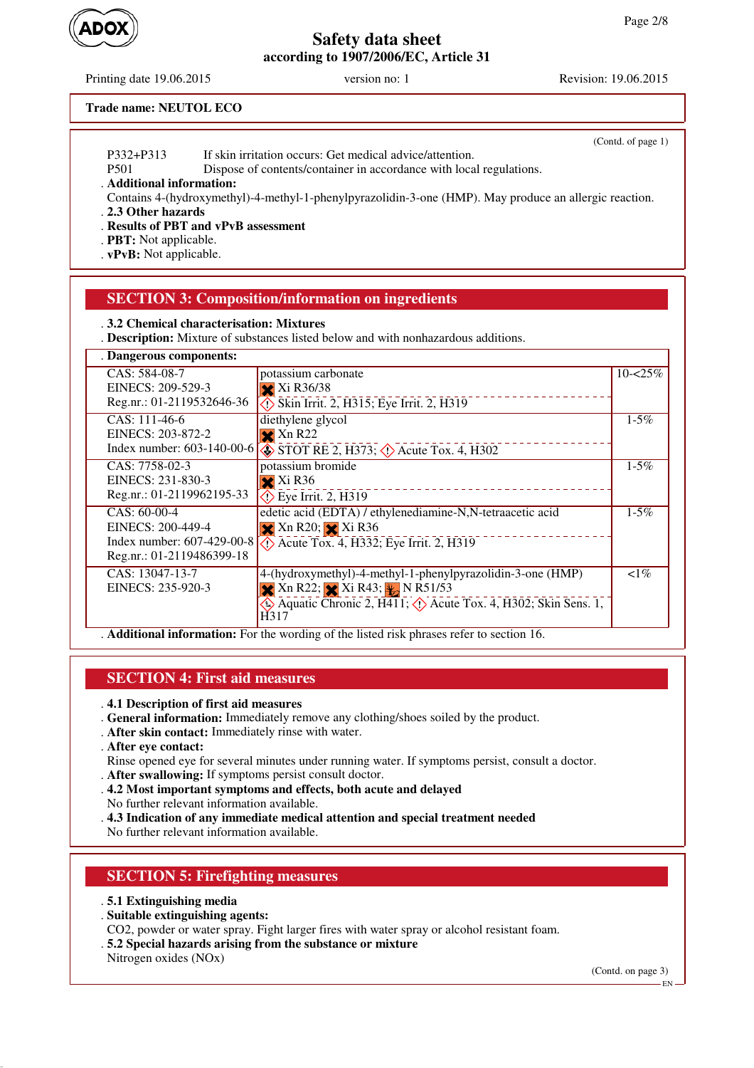**Trade name: NEUTOL ECO**

(Contd. of page 1)

P332+P313 If skin irritation occurs: Get medical advice/attention.
P501 Dispose of contents/container in accordance with local regulations.

**Additional information:**
Contains 4-(hydroxymethyl)-4-methyl-1-phenylpyrazolidin-3-one (HMP). May produce an allergic reaction.

**2.3 Other hazards**

**Results of PBT and vPvB assessment**

**PBT:** Not applicable.

**vPvB:** Not applicable.

## SECTION 3: Composition/information on ingredients

**3.2 Chemical characterisation: Mixtures**

**Description:** Mixture of substances listed below and with nonhazardous additions.

**Dangerous components:**

| Identifiers | Substance / Classification | Concentration |
|---|---|---|
| CAS: 584-08-7<br>EINECS: 209-529-3<br>Reg.nr.: 01-2119532646-36 | potassium carbonate<br>Xi R36/38<br>Skin Irrit. 2, H315; Eye Irrit. 2, H319 | 10-<25% |
| CAS: 111-46-6<br>EINECS: 203-872-2<br>Index number: 603-140-00-6 | diethylene glycol<br>Xn R22<br>STOT RE 2, H373; Acute Tox. 4, H302 | 1-5% |
| CAS: 7758-02-3<br>EINECS: 231-830-3<br>Reg.nr.: 01-2119962195-33 | potassium bromide<br>Xi R36<br>Eye Irrit. 2, H319 | 1-5% |
| CAS: 60-00-4<br>EINECS: 200-449-4<br>Index number: 607-429-00-8<br>Reg.nr.: 01-2119486399-18 | edetic acid (EDTA) / ethylenediamine-N,N-tetraacetic acid<br>Xn R20; Xi R36<br>Acute Tox. 4, H332; Eye Irrit. 2, H319 | 1-5% |
| CAS: 13047-13-7<br>EINECS: 235-920-3 | 4-(hydroxymethyl)-4-methyl-1-phenylpyrazolidin-3-one (HMP)<br>Xn R22; Xi R43; N R51/53<br>Aquatic Chronic 2, H411; Acute Tox. 4, H302; Skin Sens. 1, H317 | <1% |

**Additional information:** For the wording of the listed risk phrases refer to section 16.

## SECTION 4: First aid measures

**4.1 Description of first aid measures**

**General information:** Immediately remove any clothing/shoes soiled by the product.

**After skin contact:** Immediately rinse with water.

**After eye contact:**
Rinse opened eye for several minutes under running water. If symptoms persist, consult a doctor.

**After swallowing:** If symptoms persist consult doctor.

**4.2 Most important symptoms and effects, both acute and delayed**
No further relevant information available.

**4.3 Indication of any immediate medical attention and special treatment needed**
No further relevant information available.

## SECTION 5: Firefighting measures

**5.1 Extinguishing media**

**Suitable extinguishing agents:**
$CO_2$, powder or water spray. Fight larger fires with water spray or alcohol resistant foam.

**5.2 Special hazards arising from the substance or mixture**
Nitrogen oxides (NOx)

(Contd. on page 3)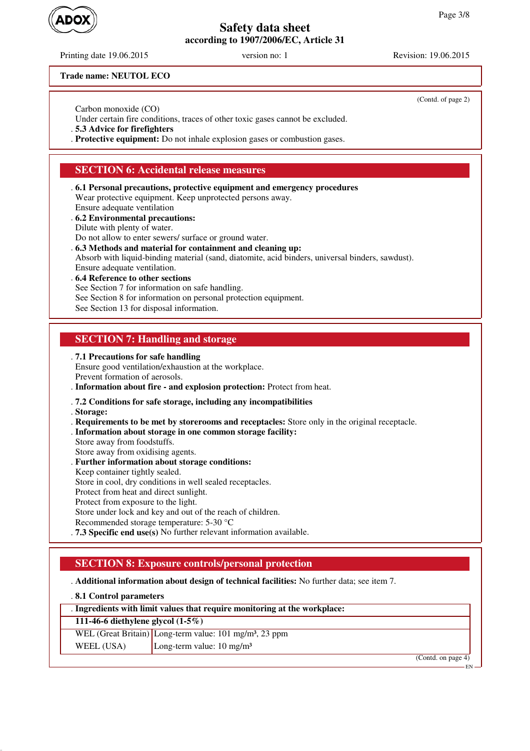**Trade name: NEUTOL ECO**

(Contd. of page 2)

Carbon monoxide (CO)
Under certain fire conditions, traces of other toxic gases cannot be excluded.

- **5.3 Advice for firefighters**
- **Protective equipment:** Do not inhale explosion gases or combustion gases.

## SECTION 6: Accidental release measures

- **6.1 Personal precautions, protective equipment and emergency procedures**
  Wear protective equipment. Keep unprotected persons away.
  Ensure adequate ventilation
- **6.2 Environmental precautions:**
  Dilute with plenty of water.
  Do not allow to enter sewers/ surface or ground water.
- **6.3 Methods and material for containment and cleaning up:**
  Absorb with liquid-binding material (sand, diatomite, acid binders, universal binders, sawdust).
  Ensure adequate ventilation.
- **6.4 Reference to other sections**
  See Section 7 for information on safe handling.
  See Section 8 for information on personal protection equipment.
  See Section 13 for disposal information.

## SECTION 7: Handling and storage

- **7.1 Precautions for safe handling**
  Ensure good ventilation/exhaustion at the workplace.
  Prevent formation of aerosols.
- **Information about fire - and explosion protection:** Protect from heat.
- **7.2 Conditions for safe storage, including any incompatibilities**
- **Storage:**
- **Requirements to be met by storerooms and receptacles:** Store only in the original receptacle.
- **Information about storage in one common storage facility:**
  Store away from foodstuffs.
  Store away from oxidising agents.
- **Further information about storage conditions:**
  Keep container tightly sealed.
  Store in cool, dry conditions in well sealed receptacles.
  Protect from heat and direct sunlight.
  Protect from exposure to the light.
  Store under lock and key and out of the reach of children.
  Recommended storage temperature: 5-30 °C
- **7.3 Specific end use(s)** No further relevant information available.

## SECTION 8: Exposure controls/personal protection

- **Additional information about design of technical facilities:** No further data; see item 7.
- **8.1 Control parameters**

| Ingredients with limit values that require monitoring at the workplace: | |
|---|---|
| **111-46-6 diethylene glycol (1-5%)** | |
| WEL (Great Britain) | Long-term value: 101 mg/m³, 23 ppm |
| WEEL (USA) | Long-term value: 10 mg/m³ |

(Contd. on page 4)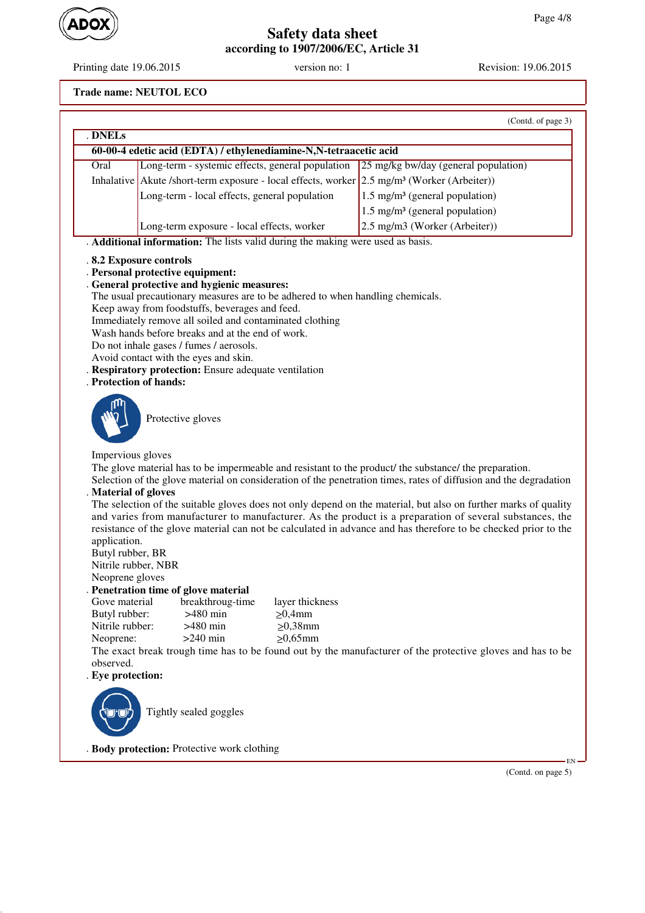Trade name: NEUTOL ECO

(Contd. of page 3)

| . DNELs | | |
|---|---|---|
| **60-00-4 edetic acid (EDTA) / ethylenediamine-N,N-tetraacetic acid** | | |
| Oral | Long-term - systemic effects, general population | 25 mg/kg bw/day (general population) |
| Inhalative | Akute /short-term exposure - local effects, worker | 2.5 mg/m³ (Worker (Arbeiter)) |
| | Long-term - local effects, general population | 1.5 mg/m³ (general population) |
| | | 1.5 mg/m³ (general population) |
| | Long-term exposure - local effects, worker | 2.5 mg/m3 (Worker (Arbeiter)) |

. **Additional information:** The lists valid during the making were used as basis.

. **8.2 Exposure controls**

. **Personal protective equipment:**

. **General protective and hygienic measures:**

The usual precautionary measures are to be adhered to when handling chemicals.
Keep away from foodstuffs, beverages and feed.
Immediately remove all soiled and contaminated clothing
Wash hands before breaks and at the end of work.
Do not inhale gases / fumes / aerosols.
Avoid contact with the eyes and skin.

. **Respiratory protection:** Ensure adequate ventilation

. **Protection of hands:**

Protective gloves

Impervious gloves
The glove material has to be impermeable and resistant to the product/ the substance/ the preparation.
Selection of the glove material on consideration of the penetration times, rates of diffusion and the degradation

. **Material of gloves**

The selection of the suitable gloves does not only depend on the material, but also on further marks of quality and varies from manufacturer to manufacturer. As the product is a preparation of several substances, the resistance of the glove material can not be calculated in advance and has therefore to be checked prior to the application.
Butyl rubber, BR
Nitrile rubber, NBR
Neoprene gloves

. **Penetration time of glove material**

| Gove material | breakthroug-time | layer thickness |
|---|---|---|
| Butyl rubber: | >480 min | ≥0,4mm |
| Nitrile rubber: | >480 min | ≥0,38mm |
| Neoprene: | >240 min | ≥0,65mm |

The exact break trough time has to be found out by the manufacturer of the protective gloves and has to be observed.

. **Eye protection:**

Tightly sealed goggles

. **Body protection:** Protective work clothing

(Contd. on page 5)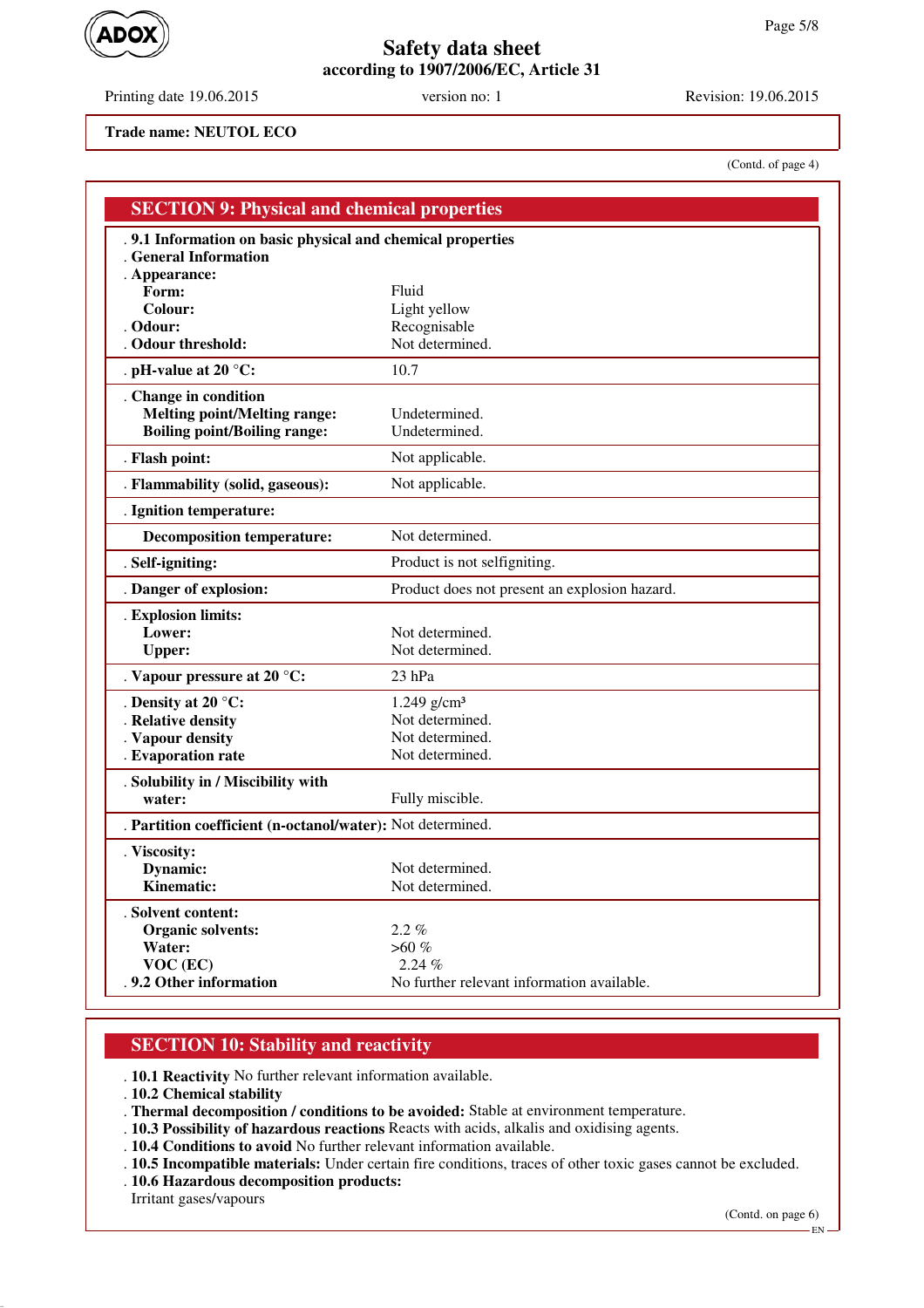# Safety data sheet
according to 1907/2006/EC, Article 31

Printing date 19.06.2015 version no: 1 Revision: 19.06.2015

**Trade name: NEUTOL ECO**

(Contd. of page 4)

## SECTION 9: Physical and chemical properties

| | |
|---|---|
| **9.1 Information on basic physical and chemical properties** | |
| **General Information** | |
| **Appearance:** | |
| **Form:** | Fluid |
| **Colour:** | Light yellow |
| **Odour:** | Recognisable |
| **Odour threshold:** | Not determined. |
| **pH-value at 20 °C:** | 10.7 |
| **Change in condition** | |
| **Melting point/Melting range:** | Undetermined. |
| **Boiling point/Boiling range:** | Undetermined. |
| **Flash point:** | Not applicable. |
| **Flammability (solid, gaseous):** | Not applicable. |
| **Ignition temperature:** | |
| **Decomposition temperature:** | Not determined. |
| **Self-igniting:** | Product is not selfigniting. |
| **Danger of explosion:** | Product does not present an explosion hazard. |
| **Explosion limits:** | |
| **Lower:** | Not determined. |
| **Upper:** | Not determined. |
| **Vapour pressure at 20 °C:** | 23 hPa |
| **Density at 20 °C:** | 1.249 g/cm³ |
| **Relative density** | Not determined. |
| **Vapour density** | Not determined. |
| **Evaporation rate** | Not determined. |
| **Solubility in / Miscibility with water:** | Fully miscible. |
| **Partition coefficient (n-octanol/water):** | Not determined. |
| **Viscosity:** | |
| **Dynamic:** | Not determined. |
| **Kinematic:** | Not determined. |
| **Solvent content:** | |
| **Organic solvents:** | 2.2 % |
| **Water:** | >60 % |
| **VOC (EC)** | 2.24 % |
| **9.2 Other information** | No further relevant information available. |

## SECTION 10: Stability and reactivity

- **10.1 Reactivity** No further relevant information available.
- **10.2 Chemical stability**
- **Thermal decomposition / conditions to be avoided:** Stable at environment temperature.
- **10.3 Possibility of hazardous reactions** Reacts with acids, alkalis and oxidising agents.
- **10.4 Conditions to avoid** No further relevant information available.
- **10.5 Incompatible materials:** Under certain fire conditions, traces of other toxic gases cannot be excluded.
- **10.6 Hazardous decomposition products:**
  Irritant gases/vapours

(Contd. on page 6)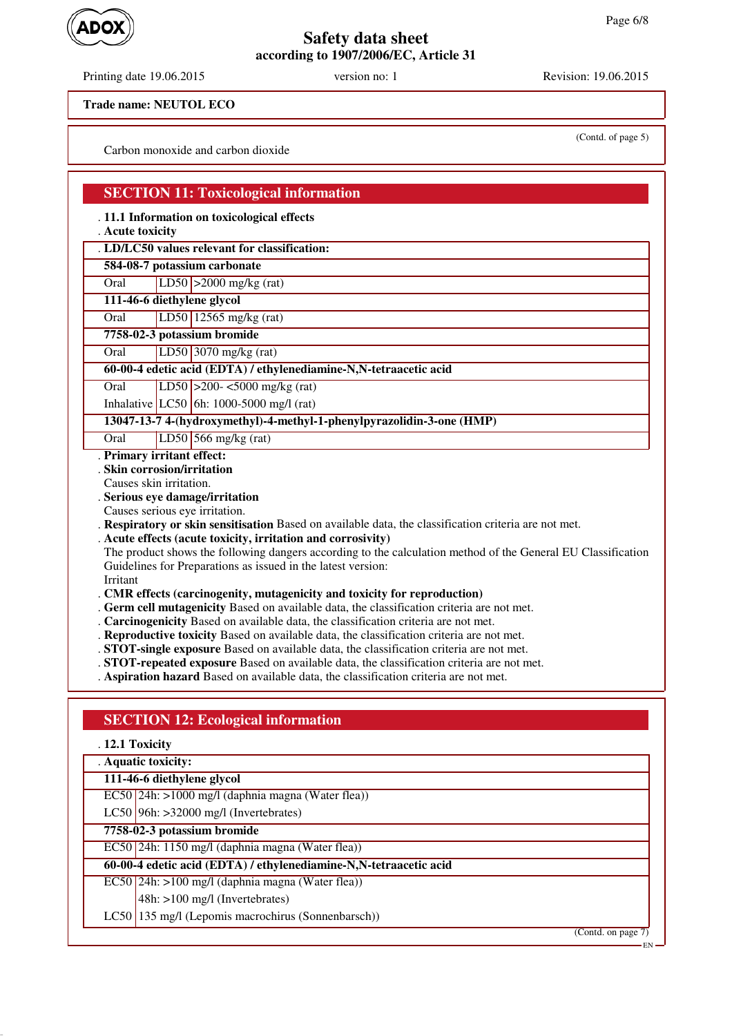**Trade name: NEUTOL ECO**

(Contd. of page 5)

Carbon monoxide and carbon dioxide

## SECTION 11: Toxicological information

**11.1 Information on toxicological effects**

**Acute toxicity**

| LD/LC50 values relevant for classification: | | |
|---|---|---|
| **584-08-7 potassium carbonate** | | |
| Oral | LD50 | >2000 mg/kg (rat) |
| **111-46-6 diethylene glycol** | | |
| Oral | LD50 | 12565 mg/kg (rat) |
| **7758-02-3 potassium bromide** | | |
| Oral | LD50 | 3070 mg/kg (rat) |
| **60-00-4 edetic acid (EDTA) / ethylenediamine-N,N-tetraacetic acid** | | |
| Oral | LD50 | >200- <5000 mg/kg (rat) |
| Inhalative | LC50 | 6h: 1000-5000 mg/l (rat) |
| **13047-13-7 4-(hydroxymethyl)-4-methyl-1-phenylpyrazolidin-3-one (HMP)** | | |
| Oral | LD50 | 566 mg/kg (rat) |

**Primary irritant effect:**

**Skin corrosion/irritation**
Causes skin irritation.

**Serious eye damage/irritation**
Causes serious eye irritation.

**Respiratory or skin sensitisation** Based on available data, the classification criteria are not met.

**Acute effects (acute toxicity, irritation and corrosivity)**
The product shows the following dangers according to the calculation method of the General EU Classification Guidelines for Preparations as issued in the latest version:
Irritant

**CMR effects (carcinogenity, mutagenicity and toxicity for reproduction)**

**Germ cell mutagenicity** Based on available data, the classification criteria are not met.

**Carcinogenicity** Based on available data, the classification criteria are not met.

**Reproductive toxicity** Based on available data, the classification criteria are not met.

**STOT-single exposure** Based on available data, the classification criteria are not met.

**STOT-repeated exposure** Based on available data, the classification criteria are not met.

**Aspiration hazard** Based on available data, the classification criteria are not met.

## SECTION 12: Ecological information

**12.1 Toxicity**

| Aquatic toxicity: | |
|---|---|
| **111-46-6 diethylene glycol** | |
| EC50 | 24h: >1000 mg/l (daphnia magna (Water flea)) |
| LC50 | 96h: >32000 mg/l (Invertebrates) |
| **7758-02-3 potassium bromide** | |
| EC50 | 24h: 1150 mg/l (daphnia magna (Water flea)) |
| **60-00-4 edetic acid (EDTA) / ethylenediamine-N,N-tetraacetic acid** | |
| EC50 | 24h: >100 mg/l (daphnia magna (Water flea)) |
| | 48h: >100 mg/l (Invertebrates) |
| LC50 | 135 mg/l (Lepomis macrochirus (Sonnenbarsch)) |

(Contd. on page 7)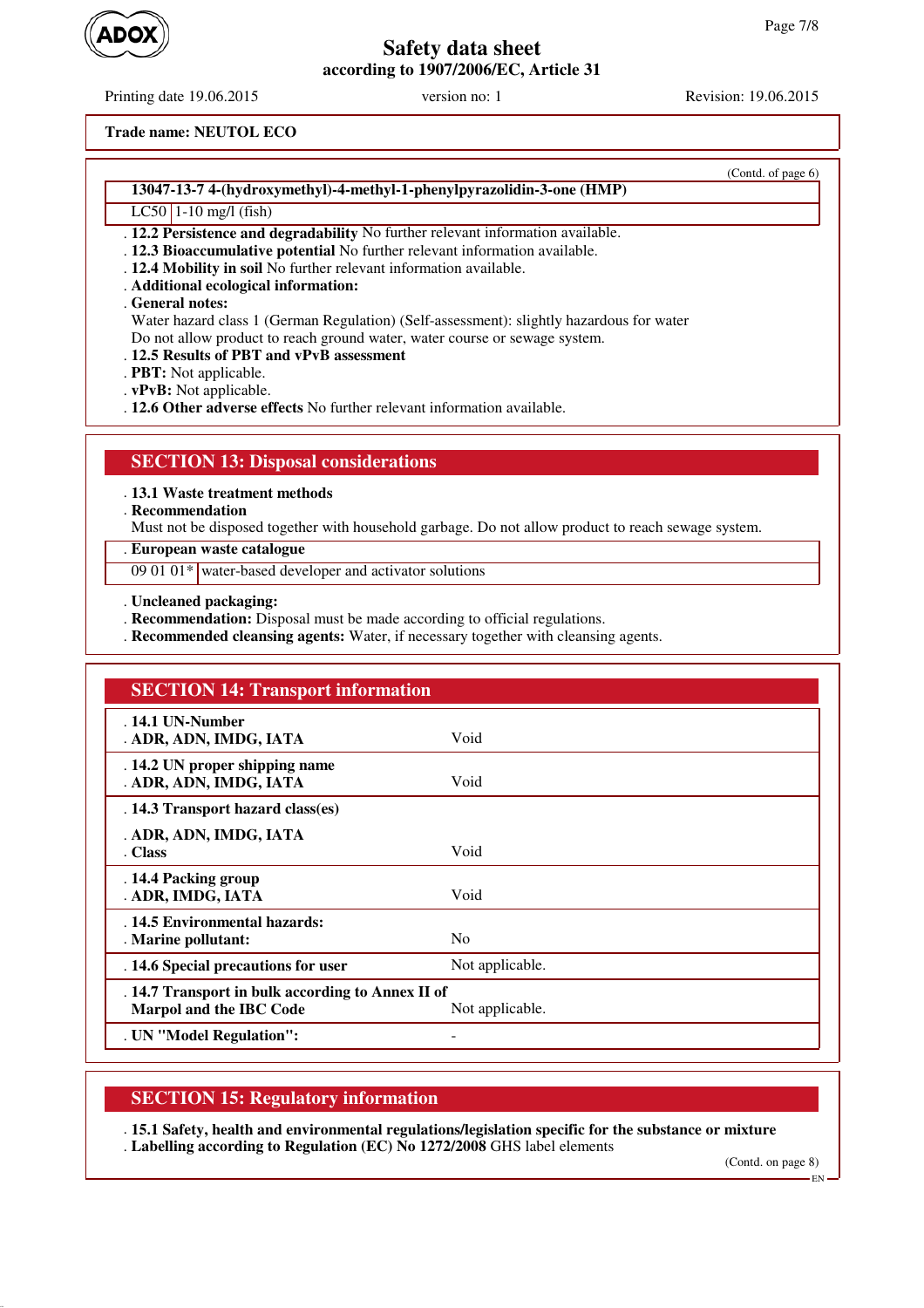**Trade name: NEUTOL ECO**

(Contd. of page 6)

| 13047-13-7 4-(hydroxymethyl)-4-methyl-1-phenylpyrazolidin-3-one (HMP) | |
|---|---|
| LC50 | 1-10 mg/l (fish) |

- **12.2 Persistence and degradability** No further relevant information available.
- **12.3 Bioaccumulative potential** No further relevant information available.
- **12.4 Mobility in soil** No further relevant information available.
- **Additional ecological information:**
- **General notes:**
  Water hazard class 1 (German Regulation) (Self-assessment): slightly hazardous for water
  Do not allow product to reach ground water, water course or sewage system.
- **12.5 Results of PBT and vPvB assessment**
- **PBT:** Not applicable.
- **vPvB:** Not applicable.
- **12.6 Other adverse effects** No further relevant information available.

## SECTION 13: Disposal considerations

- **13.1 Waste treatment methods**
- **Recommendation**
  Must not be disposed together with household garbage. Do not allow product to reach sewage system.

| European waste catalogue | |
|---|---|
| 09 01 01* | water-based developer and activator solutions |

- **Uncleaned packaging:**
- **Recommendation:** Disposal must be made according to official regulations.
- **Recommended cleansing agents:** Water, if necessary together with cleansing agents.

## SECTION 14: Transport information

| | |
|---|---|
| **14.1 UN-Number**<br>**ADR, ADN, IMDG, IATA** | Void |
| **14.2 UN proper shipping name**<br>**ADR, ADN, IMDG, IATA** | Void |
| **14.3 Transport hazard class(es)**<br>**ADR, ADN, IMDG, IATA**<br>**Class** | Void |
| **14.4 Packing group**<br>**ADR, IMDG, IATA** | Void |
| **14.5 Environmental hazards:**<br>**Marine pollutant:** | No |
| **14.6 Special precautions for user** | Not applicable. |
| **14.7 Transport in bulk according to Annex II of Marpol and the IBC Code** | Not applicable. |
| **UN "Model Regulation":** | - |

## SECTION 15: Regulatory information

- **15.1 Safety, health and environmental regulations/legislation specific for the substance or mixture**
- **Labelling according to Regulation (EC) No 1272/2008** GHS label elements

(Contd. on page 8)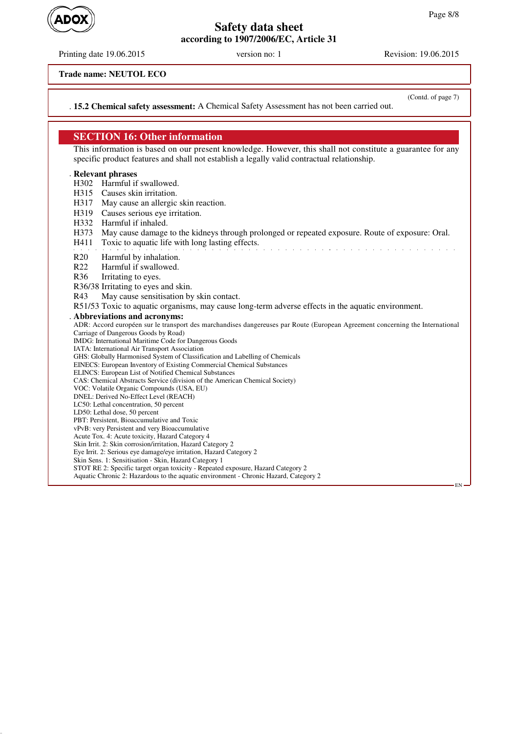**Trade name: NEUTOL ECO**

(Contd. of page 7)

**15.2 Chemical safety assessment:** A Chemical Safety Assessment has not been carried out.

## SECTION 16: Other information

This information is based on our present knowledge. However, this shall not constitute a guarantee for any specific product features and shall not establish a legally valid contractual relationship.

**Relevant phrases**

H302 Harmful if swallowed.
H315 Causes skin irritation.
H317 May cause an allergic skin reaction.
H319 Causes serious eye irritation.
H332 Harmful if inhaled.
H373 May cause damage to the kidneys through prolonged or repeated exposure. Route of exposure: Oral.
H411 Toxic to aquatic life with long lasting effects.

R20 Harmful by inhalation.
R22 Harmful if swallowed.
R36 Irritating to eyes.
R36/38 Irritating to eyes and skin.
R43 May cause sensitisation by skin contact.
R51/53 Toxic to aquatic organisms, may cause long-term adverse effects in the aquatic environment.

**Abbreviations and acronyms:**

ADR: Accord européen sur le transport des marchandises dangereuses par Route (European Agreement concerning the International Carriage of Dangerous Goods by Road)
IMDG: International Maritime Code for Dangerous Goods
IATA: International Air Transport Association
GHS: Globally Harmonised System of Classification and Labelling of Chemicals
EINECS: European Inventory of Existing Commercial Chemical Substances
ELINCS: European List of Notified Chemical Substances
CAS: Chemical Abstracts Service (division of the American Chemical Society)
VOC: Volatile Organic Compounds (USA, EU)
DNEL: Derived No-Effect Level (REACH)
LC50: Lethal concentration, 50 percent
LD50: Lethal dose, 50 percent
PBT: Persistent, Bioaccumulative and Toxic
vPvB: very Persistent and very Bioaccumulative
Acute Tox. 4: Acute toxicity, Hazard Category 4
Skin Irrit. 2: Skin corrosion/irritation, Hazard Category 2
Eye Irrit. 2: Serious eye damage/eye irritation, Hazard Category 2
Skin Sens. 1: Sensitisation - Skin, Hazard Category 1
STOT RE 2: Specific target organ toxicity - Repeated exposure, Hazard Category 2
Aquatic Chronic 2: Hazardous to the aquatic environment - Chronic Hazard, Category 2